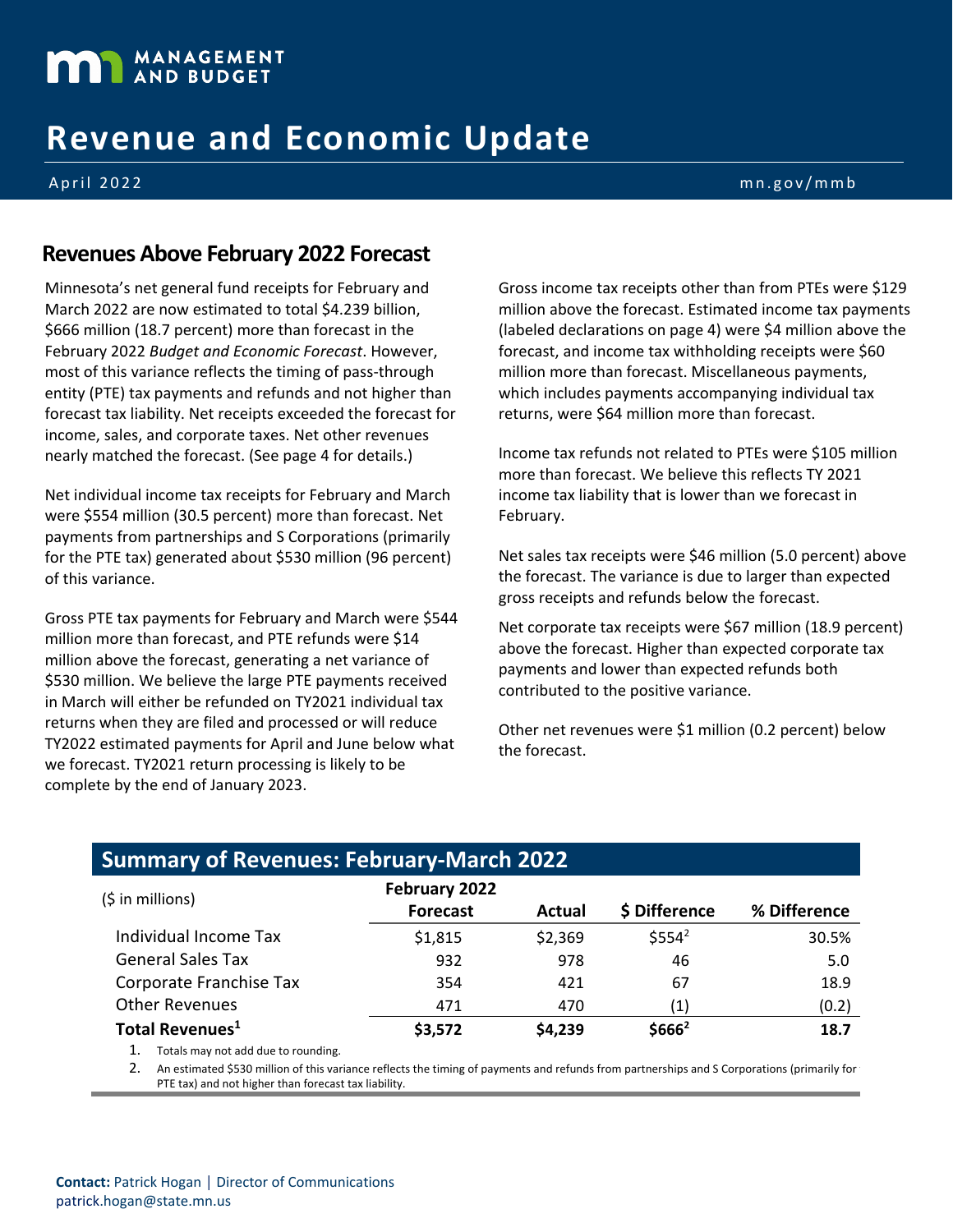MANAGEMENT AND BUDGET

# Revenue and Economic Update

April 2022 | mn.gov/mmb

## Revenues Above February 2022 Forecast

Minnesota's net general fund receipts for February and March 2022 are now estimated to total $4.239 billion, $666 million (18.7 percent) more than forecast in the February 2022 *Budget and Economic Forecast*. However, most of this variance reflects the timing of pass-through entity (PTE) tax payments and refunds and not higher than forecast tax liability. Net receipts exceeded the forecast for income, sales, and corporate taxes. Net other revenues nearly matched the forecast. (See page 4 for details.)

Net individual income tax receipts for February and March were $554 million (30.5 percent) more than forecast. Net payments from partnerships and S Corporations (primarily for the PTE tax) generated about $530 million (96 percent) of this variance.

Gross PTE tax payments for February and March were $544 million more than forecast, and PTE refunds were $14 million above the forecast, generating a net variance of $530 million. We believe the large PTE payments received in March will either be refunded on TY2021 individual tax returns when they are filed and processed or will reduce TY2022 estimated payments for April and June below what we forecast. TY2021 return processing is likely to be complete by the end of January 2023.

Gross income tax receipts other than from PTEs were $129 million above the forecast. Estimated income tax payments (labeled declarations on page 4) were $4 million above the forecast, and income tax withholding receipts were $60 million more than forecast. Miscellaneous payments, which includes payments accompanying individual tax returns, were $64 million more than forecast.

Income tax refunds not related to PTEs were $105 million more than forecast. We believe this reflects TY 2021 income tax liability that is lower than we forecast in February.

Net sales tax receipts were $46 million (5.0 percent) above the forecast. The variance is due to larger than expected gross receipts and refunds below the forecast.

Net corporate tax receipts were $67 million (18.9 percent) above the forecast. Higher than expected corporate tax payments and lower than expected refunds both contributed to the positive variance.

Other net revenues were $1 million (0.2 percent) below the forecast.

## Summary of Revenues: February-March 2022

| ($ in millions) | February 2022 Forecast | Actual | $ Difference | % Difference |
|---|---|---|---|---|
| Individual Income Tax | $1,815 | $2,369 | $554[2] | 30.5% |
| General Sales Tax | 932 | 978 | 46 | 5.0 |
| Corporate Franchise Tax | 354 | 421 | 67 | 18.9 |
| Other Revenues | 471 | 470 | (1) | (0.2) |
| **Total Revenues[1]** | **$3,572** | **$4,239** | **$666[2]** | **18.7** |

1. Totals may not add due to rounding.
2. An estimated $530 million of this variance reflects the timing of payments and refunds from partnerships and S Corporations (primarily for PTE tax) and not higher than forecast tax liability.

**Contact:** Patrick Hogan | Director of Communications
patrick.hogan@state.mn.us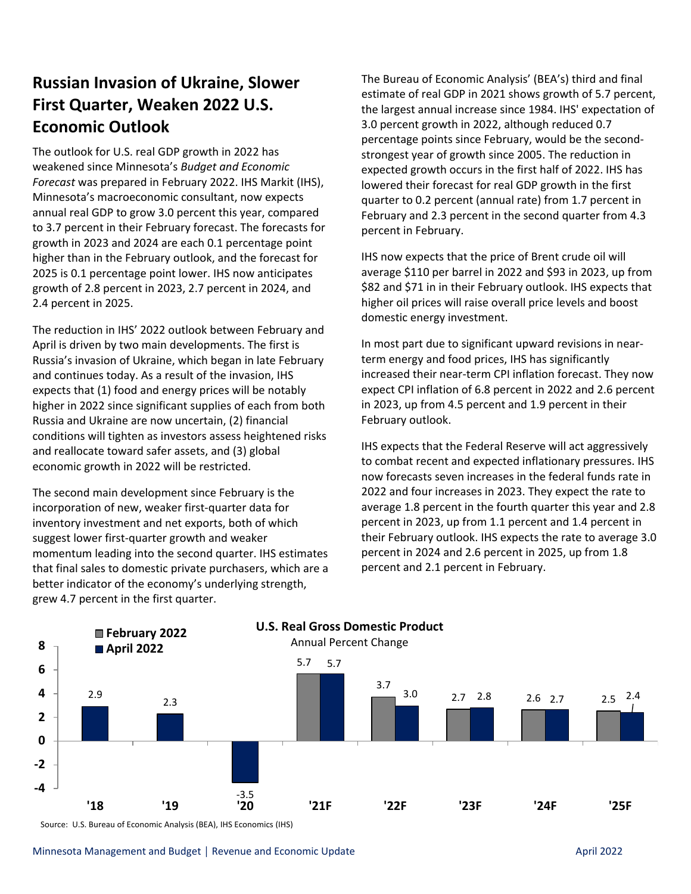## Russian Invasion of Ukraine, Slower First Quarter, Weaken 2022 U.S. Economic Outlook

The outlook for U.S. real GDP growth in 2022 has weakened since Minnesota's *Budget and Economic Forecast* was prepared in February 2022. IHS Markit (IHS), Minnesota's macroeconomic consultant, now expects annual real GDP to grow 3.0 percent this year, compared to 3.7 percent in their February forecast. The forecasts for growth in 2023 and 2024 are each 0.1 percentage point higher than in the February outlook, and the forecast for 2025 is 0.1 percentage point lower. IHS now anticipates growth of 2.8 percent in 2023, 2.7 percent in 2024, and 2.4 percent in 2025.

The reduction in IHS' 2022 outlook between February and April is driven by two main developments. The first is Russia's invasion of Ukraine, which began in late February and continues today. As a result of the invasion, IHS expects that (1) food and energy prices will be notably higher in 2022 since significant supplies of each from both Russia and Ukraine are now uncertain, (2) financial conditions will tighten as investors assess heightened risks and reallocate toward safer assets, and (3) global economic growth in 2022 will be restricted.

The second main development since February is the incorporation of new, weaker first-quarter data for inventory investment and net exports, both of which suggest lower first-quarter growth and weaker momentum leading into the second quarter. IHS estimates that final sales to domestic private purchasers, which are a better indicator of the economy's underlying strength, grew 4.7 percent in the first quarter.

The Bureau of Economic Analysis' (BEA's) third and final estimate of real GDP in 2021 shows growth of 5.7 percent, the largest annual increase since 1984. IHS' expectation of 3.0 percent growth in 2022, although reduced 0.7 percentage points since February, would be the second-strongest year of growth since 2005. The reduction in expected growth occurs in the first half of 2022. IHS has lowered their forecast for real GDP growth in the first quarter to 0.2 percent (annual rate) from 1.7 percent in February and 2.3 percent in the second quarter from 4.3 percent in February.

IHS now expects that the price of Brent crude oil will average $110 per barrel in 2022 and $93 in 2023, up from $82 and $71 in in their February outlook. IHS expects that higher oil prices will raise overall price levels and boost domestic energy investment.

In most part due to significant upward revisions in near-term energy and food prices, IHS has significantly increased their near-term CPI inflation forecast. They now expect CPI inflation of 6.8 percent in 2022 and 2.6 percent in 2023, up from 4.5 percent and 1.9 percent in their February outlook.

IHS expects that the Federal Reserve will act aggressively to combat recent and expected inflationary pressures. IHS now forecasts seven increases in the federal funds rate in 2022 and four increases in 2023. They expect the rate to average 1.8 percent in the fourth quarter this year and 2.8 percent in 2023, up from 1.1 percent and 1.4 percent in their February outlook. IHS expects the rate to average 3.0 percent in 2024 and 2.6 percent in 2025, up from 1.8 percent and 2.1 percent in February.

**U.S. Real Gross Domestic Product**

Annual Percent Change

| Year | February 2022 | April 2022 |
|---|---|---|
| '18 | | 2.9 |
| '19 | | 2.3 |
| '20 | | -3.5 |
| '21F | 5.7 | 5.7 |
| '22F | 3.7 | 3.0 |
| '23F | 2.7 | 2.8 |
| '24F | 2.6 | 2.7 |
| '25F | 2.5 | 2.4 |

Source: U.S. Bureau of Economic Analysis (BEA), IHS Economics (IHS)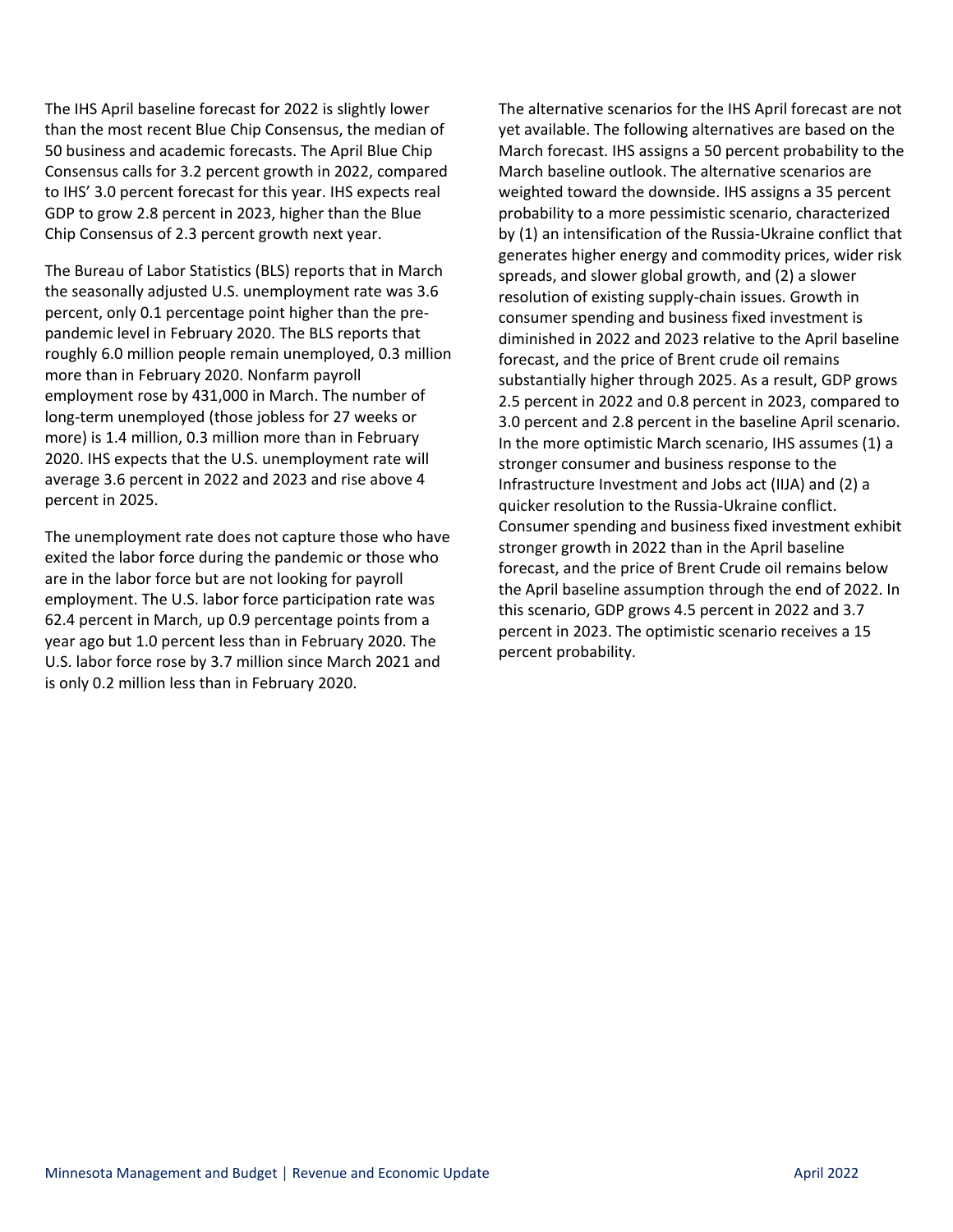The IHS April baseline forecast for 2022 is slightly lower than the most recent Blue Chip Consensus, the median of 50 business and academic forecasts. The April Blue Chip Consensus calls for 3.2 percent growth in 2022, compared to IHS' 3.0 percent forecast for this year. IHS expects real GDP to grow 2.8 percent in 2023, higher than the Blue Chip Consensus of 2.3 percent growth next year.

The Bureau of Labor Statistics (BLS) reports that in March the seasonally adjusted U.S. unemployment rate was 3.6 percent, only 0.1 percentage point higher than the pre-pandemic level in February 2020. The BLS reports that roughly 6.0 million people remain unemployed, 0.3 million more than in February 2020. Nonfarm payroll employment rose by 431,000 in March. The number of long-term unemployed (those jobless for 27 weeks or more) is 1.4 million, 0.3 million more than in February 2020. IHS expects that the U.S. unemployment rate will average 3.6 percent in 2022 and 2023 and rise above 4 percent in 2025.

The unemployment rate does not capture those who have exited the labor force during the pandemic or those who are in the labor force but are not looking for payroll employment. The U.S. labor force participation rate was 62.4 percent in March, up 0.9 percentage points from a year ago but 1.0 percent less than in February 2020. The U.S. labor force rose by 3.7 million since March 2021 and is only 0.2 million less than in February 2020.

The alternative scenarios for the IHS April forecast are not yet available. The following alternatives are based on the March forecast. IHS assigns a 50 percent probability to the March baseline outlook. The alternative scenarios are weighted toward the downside. IHS assigns a 35 percent probability to a more pessimistic scenario, characterized by (1) an intensification of the Russia-Ukraine conflict that generates higher energy and commodity prices, wider risk spreads, and slower global growth, and (2) a slower resolution of existing supply-chain issues. Growth in consumer spending and business fixed investment is diminished in 2022 and 2023 relative to the April baseline forecast, and the price of Brent crude oil remains substantially higher through 2025. As a result, GDP grows 2.5 percent in 2022 and 0.8 percent in 2023, compared to 3.0 percent and 2.8 percent in the baseline April scenario. In the more optimistic March scenario, IHS assumes (1) a stronger consumer and business response to the Infrastructure Investment and Jobs act (IIJA) and (2) a quicker resolution to the Russia-Ukraine conflict. Consumer spending and business fixed investment exhibit stronger growth in 2022 than in the April baseline forecast, and the price of Brent Crude oil remains below the April baseline assumption through the end of 2022. In this scenario, GDP grows 4.5 percent in 2022 and 3.7 percent in 2023. The optimistic scenario receives a 15 percent probability.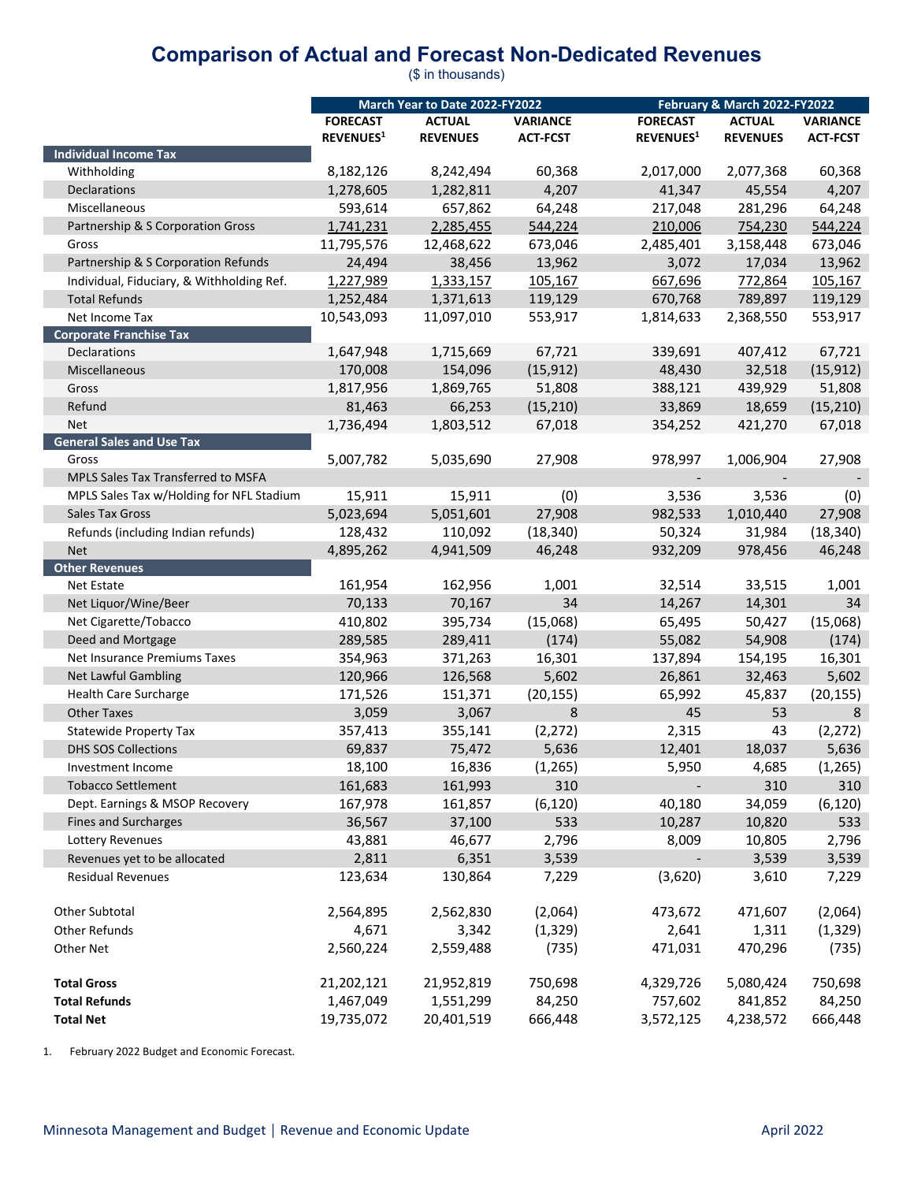# Comparison of Actual and Forecast Non-Dedicated Revenues

($ in thousands)

| | March Year to Date 2022-FY2022 | | | February & March 2022-FY2022 | | |
|---|---|---|---|---|---|---|
| | FORECAST REVENUES[1] | ACTUAL REVENUES | VARIANCE ACT-FCST | FORECAST REVENUES[1] | ACTUAL REVENUES | VARIANCE ACT-FCST |
| **Individual Income Tax** | | | | | | |
| Withholding | 8,182,126 | 8,242,494 | 60,368 | 2,017,000 | 2,077,368 | 60,368 |
| Declarations | 1,278,605 | 1,282,811 | 4,207 | 41,347 | 45,554 | 4,207 |
| Miscellaneous | 593,614 | 657,862 | 64,248 | 217,048 | 281,296 | 64,248 |
| Partnership & S Corporation Gross | 1,741,231 | 2,285,455 | 544,224 | 210,006 | 754,230 | 544,224 |
| Gross | 11,795,576 | 12,468,622 | 673,046 | 2,485,401 | 3,158,448 | 673,046 |
| Partnership & S Corporation Refunds | 24,494 | 38,456 | 13,962 | 3,072 | 17,034 | 13,962 |
| Individual, Fiduciary, & Withholding Ref. | 1,227,989 | 1,333,157 | 105,167 | 667,696 | 772,864 | 105,167 |
| Total Refunds | 1,252,484 | 1,371,613 | 119,129 | 670,768 | 789,897 | 119,129 |
| Net Income Tax | 10,543,093 | 11,097,010 | 553,917 | 1,814,633 | 2,368,550 | 553,917 |
| **Corporate Franchise Tax** | | | | | | |
| Declarations | 1,647,948 | 1,715,669 | 67,721 | 339,691 | 407,412 | 67,721 |
| Miscellaneous | 170,008 | 154,096 | (15,912) | 48,430 | 32,518 | (15,912) |
| Gross | 1,817,956 | 1,869,765 | 51,808 | 388,121 | 439,929 | 51,808 |
| Refund | 81,463 | 66,253 | (15,210) | 33,869 | 18,659 | (15,210) |
| Net | 1,736,494 | 1,803,512 | 67,018 | 354,252 | 421,270 | 67,018 |
| **General Sales and Use Tax** | | | | | | |
| Gross | 5,007,782 | 5,035,690 | 27,908 | 978,997 | 1,006,904 | 27,908 |
| MPLS Sales Tax Transferred to MSFA | | | | - | - | - |
| MPLS Sales Tax w/Holding for NFL Stadium | 15,911 | 15,911 | (0) | 3,536 | 3,536 | (0) |
| Sales Tax Gross | 5,023,694 | 5,051,601 | 27,908 | 982,533 | 1,010,440 | 27,908 |
| Refunds (including Indian refunds) | 128,432 | 110,092 | (18,340) | 50,324 | 31,984 | (18,340) |
| Net | 4,895,262 | 4,941,509 | 46,248 | 932,209 | 978,456 | 46,248 |
| **Other Revenues** | | | | | | |
| Net Estate | 161,954 | 162,956 | 1,001 | 32,514 | 33,515 | 1,001 |
| Net Liquor/Wine/Beer | 70,133 | 70,167 | 34 | 14,267 | 14,301 | 34 |
| Net Cigarette/Tobacco | 410,802 | 395,734 | (15,068) | 65,495 | 50,427 | (15,068) |
| Deed and Mortgage | 289,585 | 289,411 | (174) | 55,082 | 54,908 | (174) |
| Net Insurance Premiums Taxes | 354,963 | 371,263 | 16,301 | 137,894 | 154,195 | 16,301 |
| Net Lawful Gambling | 120,966 | 126,568 | 5,602 | 26,861 | 32,463 | 5,602 |
| Health Care Surcharge | 171,526 | 151,371 | (20,155) | 65,992 | 45,837 | (20,155) |
| Other Taxes | 3,059 | 3,067 | 8 | 45 | 53 | 8 |
| Statewide Property Tax | 357,413 | 355,141 | (2,272) | 2,315 | 43 | (2,272) |
| DHS SOS Collections | 69,837 | 75,472 | 5,636 | 12,401 | 18,037 | 5,636 |
| Investment Income | 18,100 | 16,836 | (1,265) | 5,950 | 4,685 | (1,265) |
| Tobacco Settlement | 161,683 | 161,993 | 310 | - | 310 | 310 |
| Dept. Earnings & MSOP Recovery | 167,978 | 161,857 | (6,120) | 40,180 | 34,059 | (6,120) |
| Fines and Surcharges | 36,567 | 37,100 | 533 | 10,287 | 10,820 | 533 |
| Lottery Revenues | 43,881 | 46,677 | 2,796 | 8,009 | 10,805 | 2,796 |
| Revenues yet to be allocated | 2,811 | 6,351 | 3,539 | - | 3,539 | 3,539 |
| Residual Revenues | 123,634 | 130,864 | 7,229 | (3,620) | 3,610 | 7,229 |
| Other Subtotal | 2,564,895 | 2,562,830 | (2,064) | 473,672 | 471,607 | (2,064) |
| Other Refunds | 4,671 | 3,342 | (1,329) | 2,641 | 1,311 | (1,329) |
| Other Net | 2,560,224 | 2,559,488 | (735) | 471,031 | 470,296 | (735) |
| **Total Gross** | 21,202,121 | 21,952,819 | 750,698 | 4,329,726 | 5,080,424 | 750,698 |
| **Total Refunds** | 1,467,049 | 1,551,299 | 84,250 | 757,602 | 841,852 | 84,250 |
| **Total Net** | 19,735,072 | 20,401,519 | 666,448 | 3,572,125 | 4,238,572 | 666,448 |

1. February 2022 Budget and Economic Forecast.